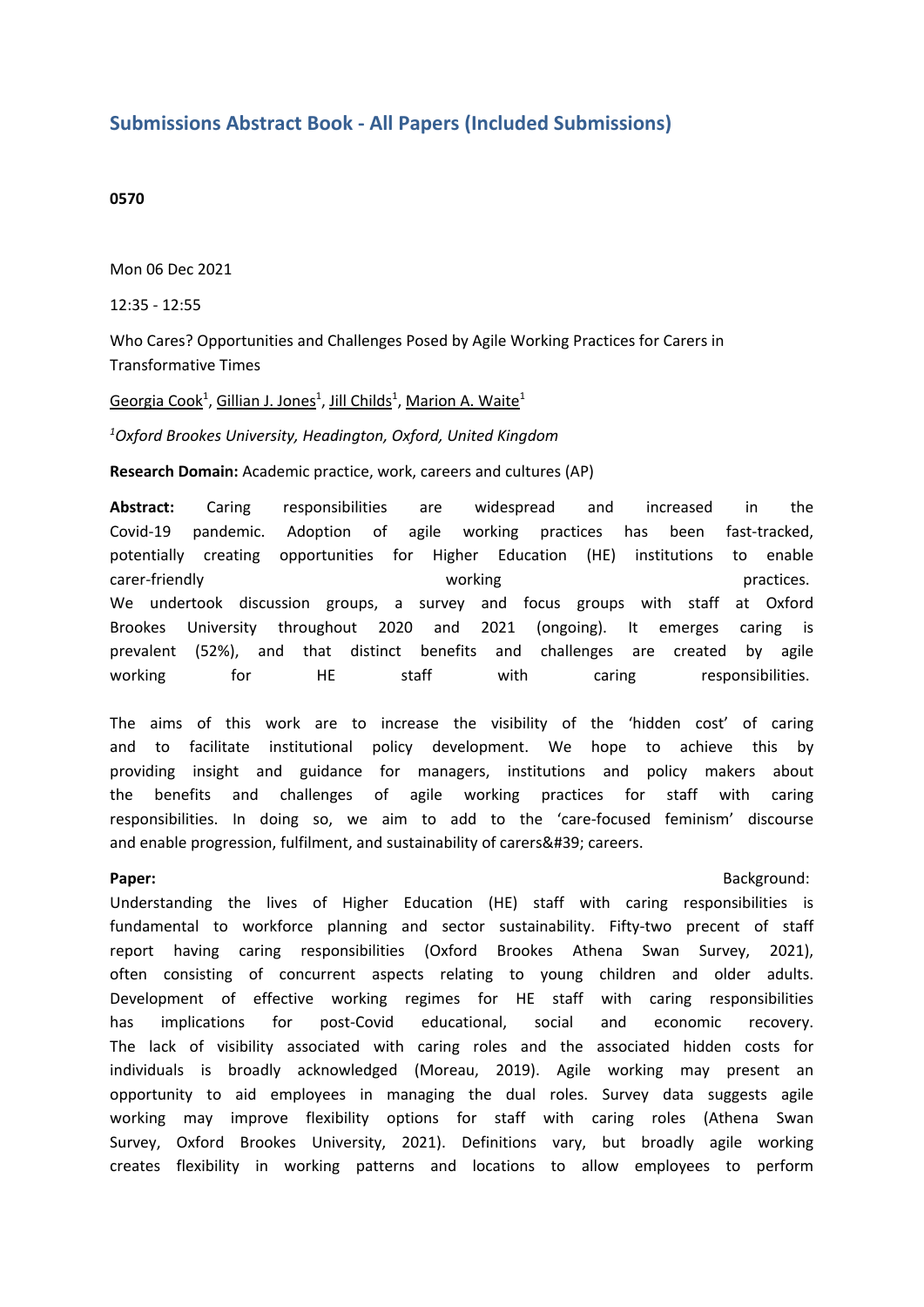# Submissions Abstract Book - All Papers (Included Submissions)

**0570**

Mon 06 Dec 2021

12:35 - 12:55

Who Cares? Opportunities and Challenges Posed by Agile Working Practices for Carers in Transformative Times

Georgia Cook[1], Gillian J. Jones[1], Jill Childs[1], Marion A. Waite[1]

*[1]Oxford Brookes University, Headington, Oxford, United Kingdom*

**Research Domain:** Academic practice, work, careers and cultures (AP)

**Abstract:** Caring responsibilities are widespread and increased in the Covid-19 pandemic. Adoption of agile working practices has been fast-tracked, potentially creating opportunities for Higher Education (HE) institutions to enable carer-friendly working practices.
We undertook discussion groups, a survey and focus groups with staff at Oxford Brookes University throughout 2020 and 2021 (ongoing). It emerges caring is prevalent (52%), and that distinct benefits and challenges are created by agile working for HE staff with caring responsibilities.

The aims of this work are to increase the visibility of the 'hidden cost' of caring and to facilitate institutional policy development. We hope to achieve this by providing insight and guidance for managers, institutions and policy makers about the benefits and challenges of agile working practices for staff with caring responsibilities. In doing so, we aim to add to the 'care-focused feminism' discourse and enable progression, fulfilment, and sustainability of carers&#39; careers.

**Paper:** Background:
Understanding the lives of Higher Education (HE) staff with caring responsibilities is fundamental to workforce planning and sector sustainability. Fifty-two precent of staff report having caring responsibilities (Oxford Brookes Athena Swan Survey, 2021), often consisting of concurrent aspects relating to young children and older adults. Development of effective working regimes for HE staff with caring responsibilities has implications for post-Covid educational, social and economic recovery. The lack of visibility associated with caring roles and the associated hidden costs for individuals is broadly acknowledged (Moreau, 2019). Agile working may present an opportunity to aid employees in managing the dual roles. Survey data suggests agile working may improve flexibility options for staff with caring roles (Athena Swan Survey, Oxford Brookes University, 2021). Definitions vary, but broadly agile working creates flexibility in working patterns and locations to allow employees to perform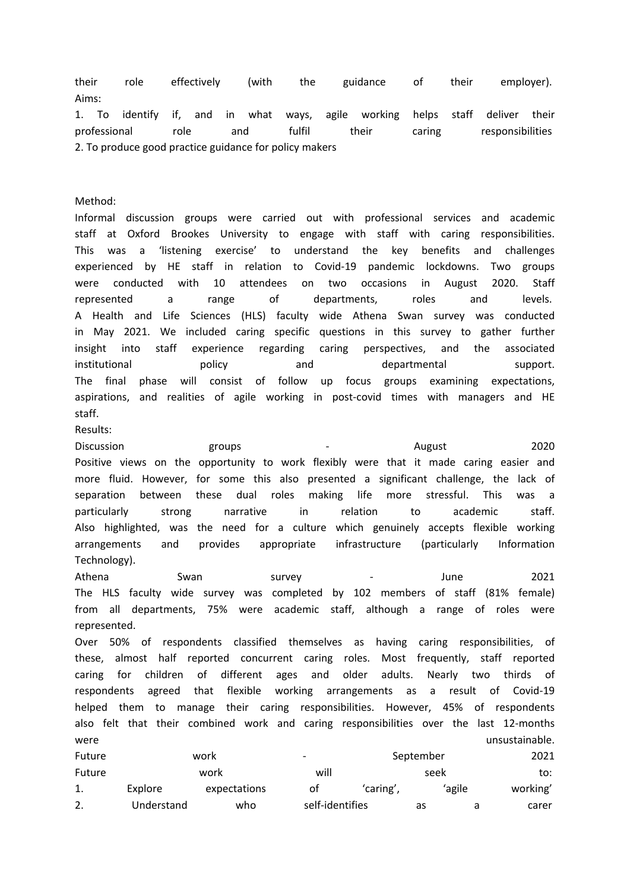their role effectively (with the guidance of their employer).

Aims:

1. To identify if, and in what ways, agile working helps staff deliver their professional role and fulfil their caring responsibilities
2. To produce good practice guidance for policy makers

Method:

Informal discussion groups were carried out with professional services and academic staff at Oxford Brookes University to engage with staff with caring responsibilities. This was a 'listening exercise' to understand the key benefits and challenges experienced by HE staff in relation to Covid-19 pandemic lockdowns. Two groups were conducted with 10 attendees on two occasions in August 2020. Staff represented a range of departments, roles and levels.

A Health and Life Sciences (HLS) faculty wide Athena Swan survey was conducted in May 2021. We included caring specific questions in this survey to gather further insight into staff experience regarding caring perspectives, and the associated institutional policy and departmental support.

The final phase will consist of follow up focus groups examining expectations, aspirations, and realities of agile working in post-covid times with managers and HE staff.

Results:

Discussion groups - August 2020

Positive views on the opportunity to work flexibly were that it made caring easier and more fluid. However, for some this also presented a significant challenge, the lack of separation between these dual roles making life more stressful. This was a particularly strong narrative in relation to academic staff.

Also highlighted, was the need for a culture which genuinely accepts flexible working arrangements and provides appropriate infrastructure (particularly Information Technology).

Athena Swan survey - June 2021

The HLS faculty wide survey was completed by 102 members of staff (81% female) from all departments, 75% were academic staff, although a range of roles were represented.

Over 50% of respondents classified themselves as having caring responsibilities, of these, almost half reported concurrent caring roles. Most frequently, staff reported caring for children of different ages and older adults. Nearly two thirds of respondents agreed that flexible working arrangements as a result of Covid-19 helped them to manage their caring responsibilities. However, 45% of respondents also felt that their combined work and caring responsibilities over the last 12-months were unsustainable.

Future work - September 2021

Future work will seek to:

1. Explore expectations of 'caring', 'agile working'
2. Understand who self-identifies as a carer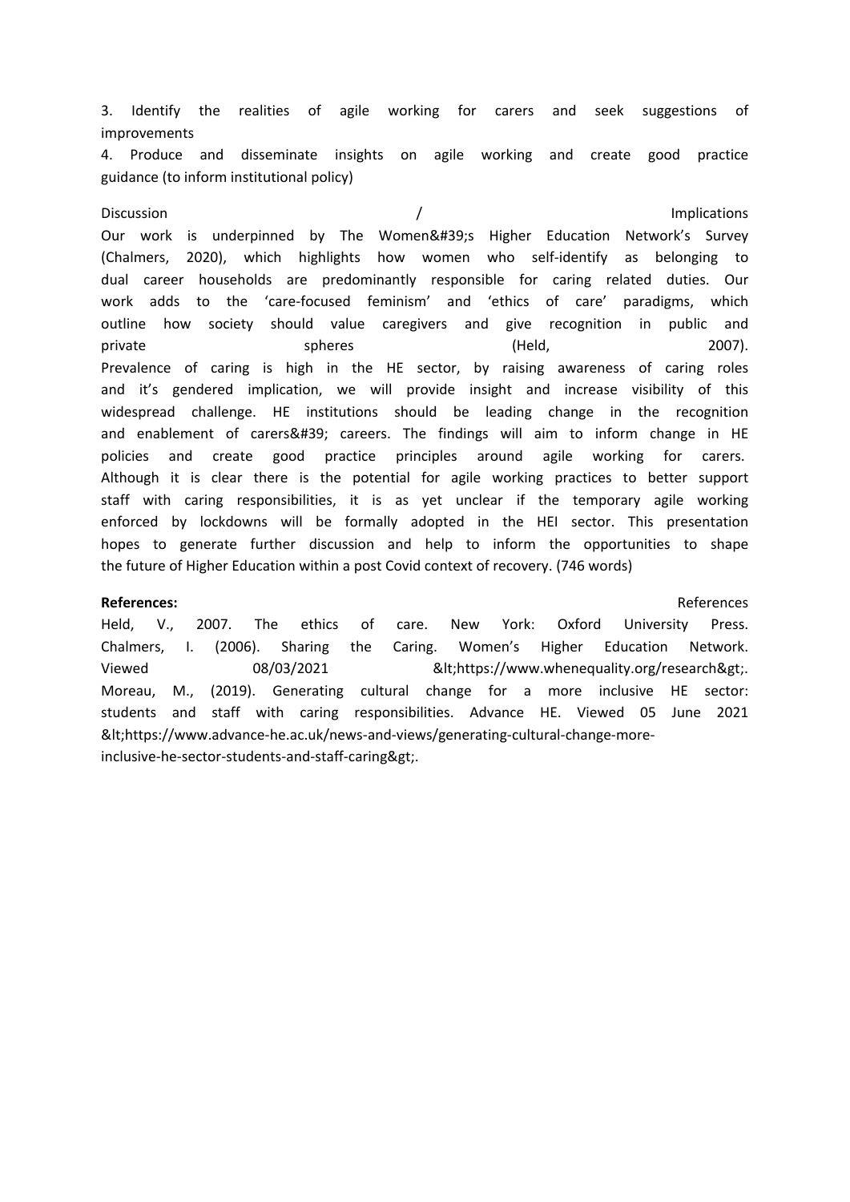3. Identify the realities of agile working for carers and seek suggestions of improvements

4. Produce and disseminate insights on agile working and create good practice guidance (to inform institutional policy)

Discussion / Implications

Our work is underpinned by The Women&#39;s Higher Education Network’s Survey (Chalmers, 2020), which highlights how women who self-identify as belonging to dual career households are predominantly responsible for caring related duties. Our work adds to the ‘care-focused feminism’ and ‘ethics of care’ paradigms, which outline how society should value caregivers and give recognition in public and private spheres (Held, 2007).

Prevalence of caring is high in the HE sector, by raising awareness of caring roles and it’s gendered implication, we will provide insight and increase visibility of this widespread challenge. HE institutions should be leading change in the recognition and enablement of carers&#39; careers. The findings will aim to inform change in HE policies and create good practice principles around agile working for carers. Although it is clear there is the potential for agile working practices to better support staff with caring responsibilities, it is as yet unclear if the temporary agile working enforced by lockdowns will be formally adopted in the HEI sector. This presentation hopes to generate further discussion and help to inform the opportunities to shape the future of Higher Education within a post Covid context of recovery. (746 words)

**References:** References

Held, V., 2007. The ethics of care. New York: Oxford University Press.

Chalmers, I. (2006). Sharing the Caring. Women’s Higher Education Network. Viewed 08/03/2021 &lt;https://www.whenequality.org/research&gt;.

Moreau, M., (2019). Generating cultural change for a more inclusive HE sector: students and staff with caring responsibilities. Advance HE. Viewed 05 June 2021 &lt;https://www.advance-he.ac.uk/news-and-views/generating-cultural-change-more-inclusive-he-sector-students-and-staff-caring&gt;.